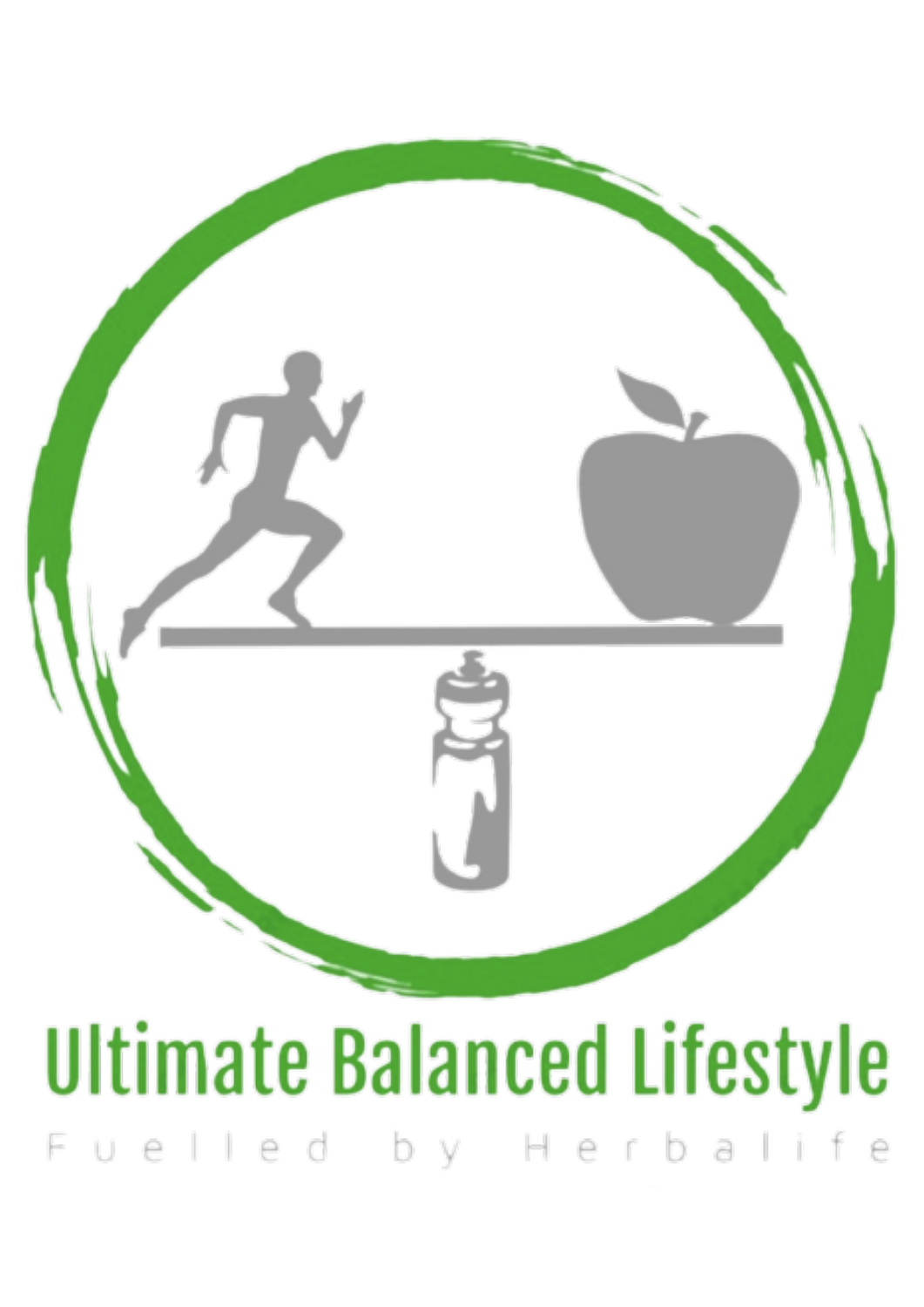# Ultimate Balanced Lifestyle

Fuelled by Herbalife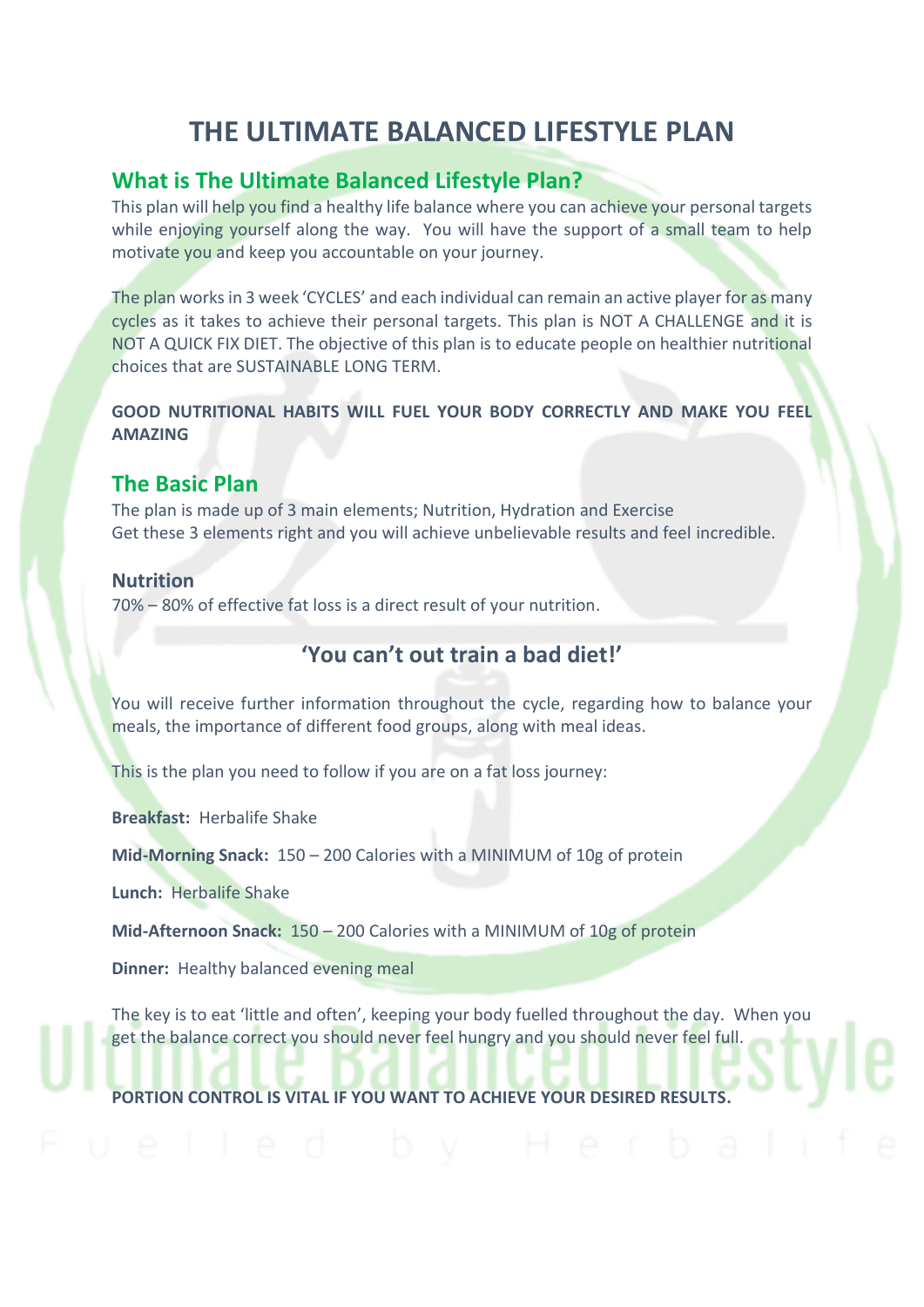# THE ULTIMATE BALANCED LIFESTYLE PLAN

## What is The Ultimate Balanced Lifestyle Plan?

This plan will help you find a healthy life balance where you can achieve your personal targets while enjoying yourself along the way. You will have the support of a small team to help motivate you and keep you accountable on your journey.

The plan works in 3 week 'CYCLES' and each individual can remain an active player for as many cycles as it takes to achieve their personal targets. This plan is NOT A CHALLENGE and it is NOT A QUICK FIX DIET. The objective of this plan is to educate people on healthier nutritional choices that are SUSTAINABLE LONG TERM.

**GOOD NUTRITIONAL HABITS WILL FUEL YOUR BODY CORRECTLY AND MAKE YOU FEEL AMAZING**

## The Basic Plan

The plan is made up of 3 main elements; Nutrition, Hydration and Exercise
Get these 3 elements right and you will achieve unbelievable results and feel incredible.

### Nutrition

70% – 80% of effective fat loss is a direct result of your nutrition.

**'You can't out train a bad diet!'**

You will receive further information throughout the cycle, regarding how to balance your meals, the importance of different food groups, along with meal ideas.

This is the plan you need to follow if you are on a fat loss journey:

**Breakfast:** Herbalife Shake

**Mid-Morning Snack:** 150 – 200 Calories with a MINIMUM of 10g of protein

**Lunch:** Herbalife Shake

**Mid-Afternoon Snack:** 150 – 200 Calories with a MINIMUM of 10g of protein

**Dinner:** Healthy balanced evening meal

The key is to eat 'little and often', keeping your body fuelled throughout the day. When you get the balance correct you should never feel hungry and you should never feel full.

**PORTION CONTROL IS VITAL IF YOU WANT TO ACHIEVE YOUR DESIRED RESULTS.**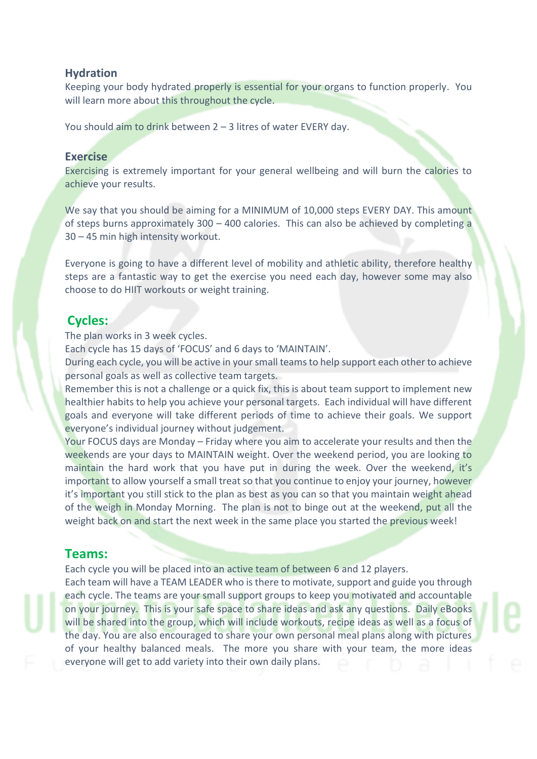## Hydration

Keeping your body hydrated properly is essential for your organs to function properly. You will learn more about this throughout the cycle.

You should aim to drink between 2 – 3 litres of water EVERY day.

## Exercise

Exercising is extremely important for your general wellbeing and will burn the calories to achieve your results.

We say that you should be aiming for a MINIMUM of 10,000 steps EVERY DAY. This amount of steps burns approximately 300 – 400 calories. This can also be achieved by completing a 30 – 45 min high intensity workout.

Everyone is going to have a different level of mobility and athletic ability, therefore healthy steps are a fantastic way to get the exercise you need each day, however some may also choose to do HIIT workouts or weight training.

## Cycles:

The plan works in 3 week cycles.
Each cycle has 15 days of 'FOCUS' and 6 days to 'MAINTAIN'.
During each cycle, you will be active in your small teams to help support each other to achieve personal goals as well as collective team targets.
Remember this is not a challenge or a quick fix, this is about team support to implement new healthier habits to help you achieve your personal targets. Each individual will have different goals and everyone will take different periods of time to achieve their goals. We support everyone's individual journey without judgement.
Your FOCUS days are Monday – Friday where you aim to accelerate your results and then the weekends are your days to MAINTAIN weight. Over the weekend period, you are looking to maintain the hard work that you have put in during the week. Over the weekend, it's important to allow yourself a small treat so that you continue to enjoy your journey, however it's important you still stick to the plan as best as you can so that you maintain weight ahead of the weigh in Monday Morning. The plan is not to binge out at the weekend, put all the weight back on and start the next week in the same place you started the previous week!

## Teams:

Each cycle you will be placed into an active team of between 6 and 12 players.
Each team will have a TEAM LEADER who is there to motivate, support and guide you through each cycle. The teams are your small support groups to keep you motivated and accountable on your journey. This is your safe space to share ideas and ask any questions. Daily eBooks will be shared into the group, which will include workouts, recipe ideas as well as a focus of the day. You are also encouraged to share your own personal meal plans along with pictures of your healthy balanced meals. The more you share with your team, the more ideas everyone will get to add variety into their own daily plans.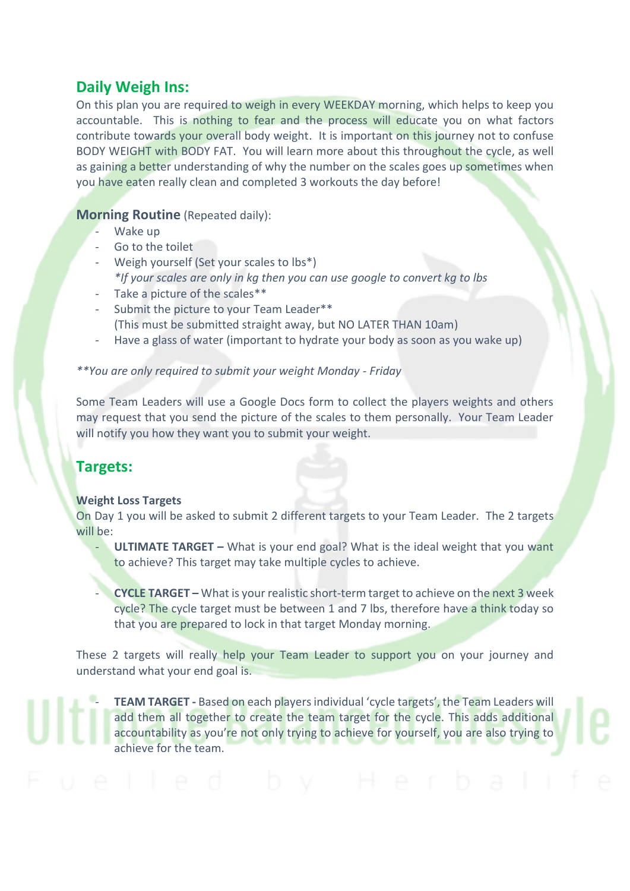## Daily Weigh Ins:

On this plan you are required to weigh in every WEEKDAY morning, which helps to keep you accountable. This is nothing to fear and the process will educate you on what factors contribute towards your overall body weight. It is important on this journey not to confuse BODY WEIGHT with BODY FAT. You will learn more about this throughout the cycle, as well as gaining a better understanding of why the number on the scales goes up sometimes when you have eaten really clean and completed 3 workouts the day before!

### Morning Routine (Repeated daily):

- Wake up
- Go to the toilet
- Weigh yourself (Set your scales to lbs*)
  *\*If your scales are only in kg then you can use google to convert kg to lbs*
- Take a picture of the scales**
- Submit the picture to your Team Leader**
  (This must be submitted straight away, but NO LATER THAN 10am)
- Have a glass of water (important to hydrate your body as soon as you wake up)

*\*\*You are only required to submit your weight Monday - Friday*

Some Team Leaders will use a Google Docs form to collect the players weights and others may request that you send the picture of the scales to them personally. Your Team Leader will notify you how they want you to submit your weight.

## Targets:

**Weight Loss Targets**

On Day 1 you will be asked to submit 2 different targets to your Team Leader. The 2 targets will be:

- **ULTIMATE TARGET –** What is your end goal? What is the ideal weight that you want to achieve? This target may take multiple cycles to achieve.

- **CYCLE TARGET –** What is your realistic short-term target to achieve on the next 3 week cycle? The cycle target must be between 1 and 7 lbs, therefore have a think today so that you are prepared to lock in that target Monday morning.

These 2 targets will really help your Team Leader to support you on your journey and understand what your end goal is.

- **TEAM TARGET -** Based on each players individual 'cycle targets', the Team Leaders will add them all together to create the team target for the cycle. This adds additional accountability as you're not only trying to achieve for yourself, you are also trying to achieve for the team.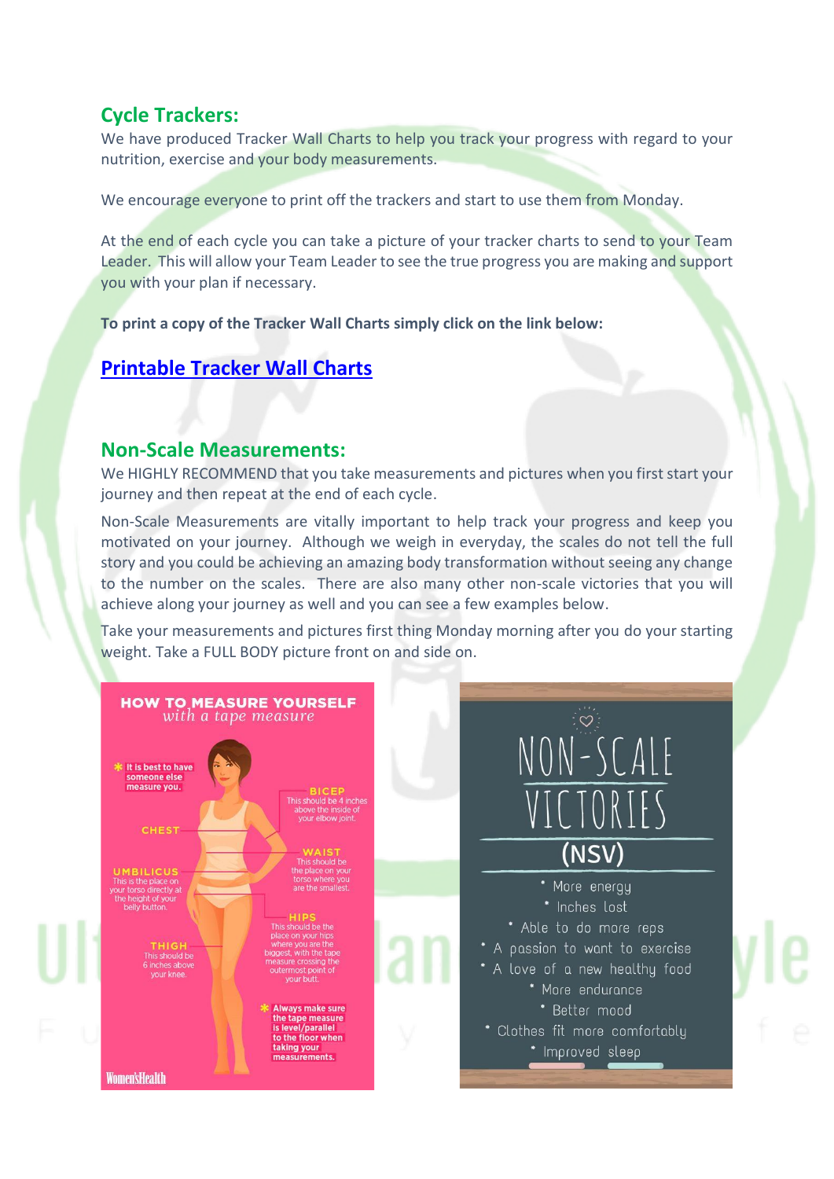## Cycle Trackers:

We have produced Tracker Wall Charts to help you track your progress with regard to your nutrition, exercise and your body measurements.

We encourage everyone to print off the trackers and start to use them from Monday.

At the end of each cycle you can take a picture of your tracker charts to send to your Team Leader. This will allow your Team Leader to see the true progress you are making and support you with your plan if necessary.

**To print a copy of the Tracker Wall Charts simply click on the link below:**

**Printable Tracker Wall Charts**

## Non-Scale Measurements:

We HIGHLY RECOMMEND that you take measurements and pictures when you first start your journey and then repeat at the end of each cycle.

Non-Scale Measurements are vitally important to help track your progress and keep you motivated on your journey. Although we weigh in everyday, the scales do not tell the full story and you could be achieving an amazing body transformation without seeing any change to the number on the scales. There are also many other non-scale victories that you will achieve along your journey as well and you can see a few examples below.

Take your measurements and pictures first thing Monday morning after you do your starting weight. Take a FULL BODY picture front on and side on.

**HOW TO MEASURE YOURSELF** *with a tape measure*

- It is best to have someone else measure you.
- **BICEP** This should be 4 inches above the inside of your elbow joint.
- **CHEST**
- **WAIST** This should be the place on your torso where you are the smallest.
- **UMBILICUS** This is the place on your torso directly at the height of your belly button.
- **HIPS** This should be the place on your hips where you are the biggest, with the tape measure crossing the outermost point of your butt.
- **THIGH** This should be 6 inches above your knee.
- Always make sure the tape measure is level/parallel to the floor when taking your measurements.

WomensHealth

**NON-SCALE VICTORIES (NSV)**

- More energy
- Inches lost
- Able to do more reps
- A passion to want to exercise
- A love of a new healthy food
- More endurance
- Better mood
- Clothes fit more comfortably
- Improved sleep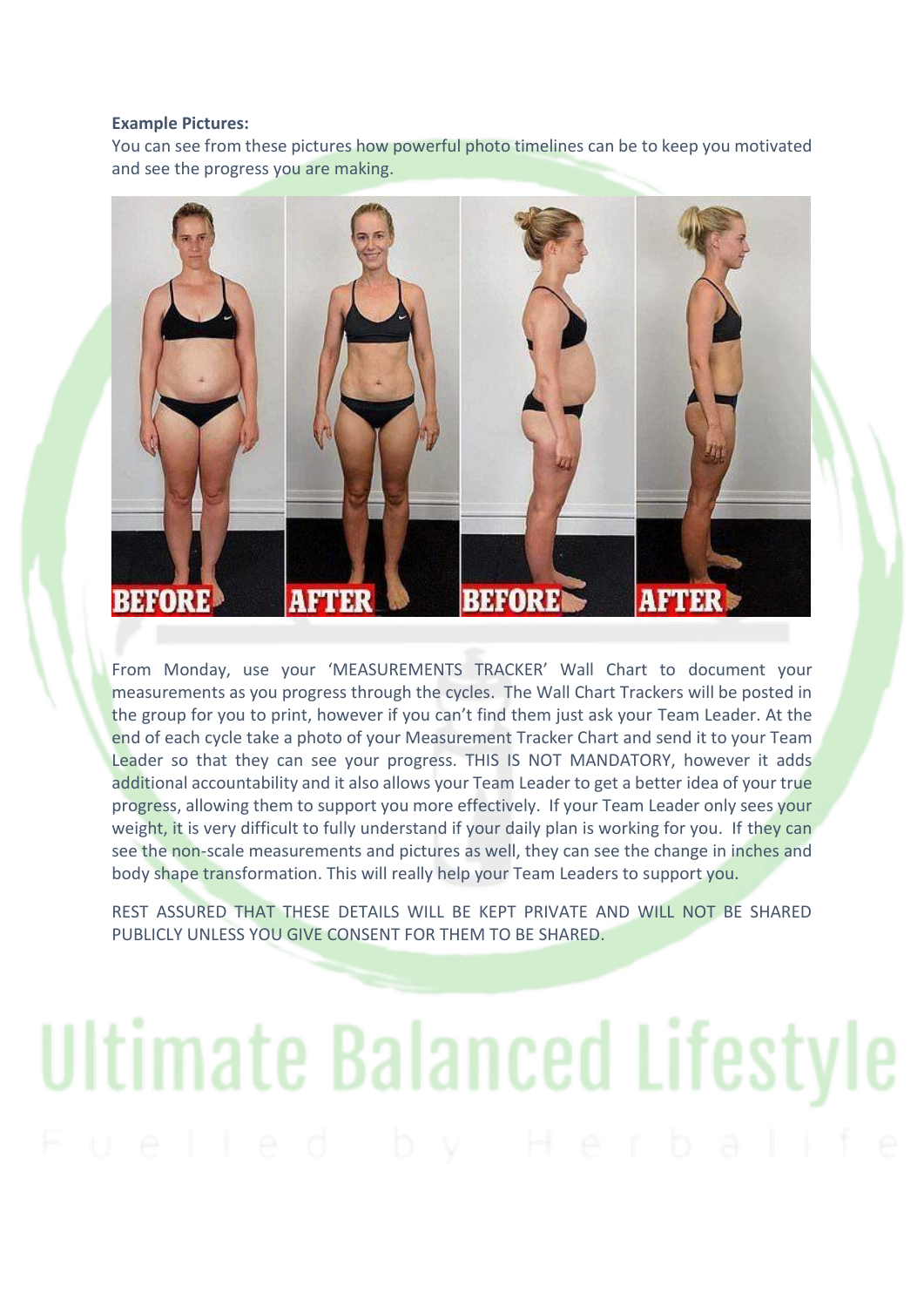**Example Pictures:**
You can see from these pictures how powerful photo timelines can be to keep you motivated and see the progress you are making.

From Monday, use your 'MEASUREMENTS TRACKER' Wall Chart to document your measurements as you progress through the cycles. The Wall Chart Trackers will be posted in the group for you to print, however if you can't find them just ask your Team Leader. At the end of each cycle take a photo of your Measurement Tracker Chart and send it to your Team Leader so that they can see your progress. THIS IS NOT MANDATORY, however it adds additional accountability and it also allows your Team Leader to get a better idea of your true progress, allowing them to support you more effectively. If your Team Leader only sees your weight, it is very difficult to fully understand if your daily plan is working for you. If they can see the non-scale measurements and pictures as well, they can see the change in inches and body shape transformation. This will really help your Team Leaders to support you.

REST ASSURED THAT THESE DETAILS WILL BE KEPT PRIVATE AND WILL NOT BE SHARED PUBLICLY UNLESS YOU GIVE CONSENT FOR THEM TO BE SHARED.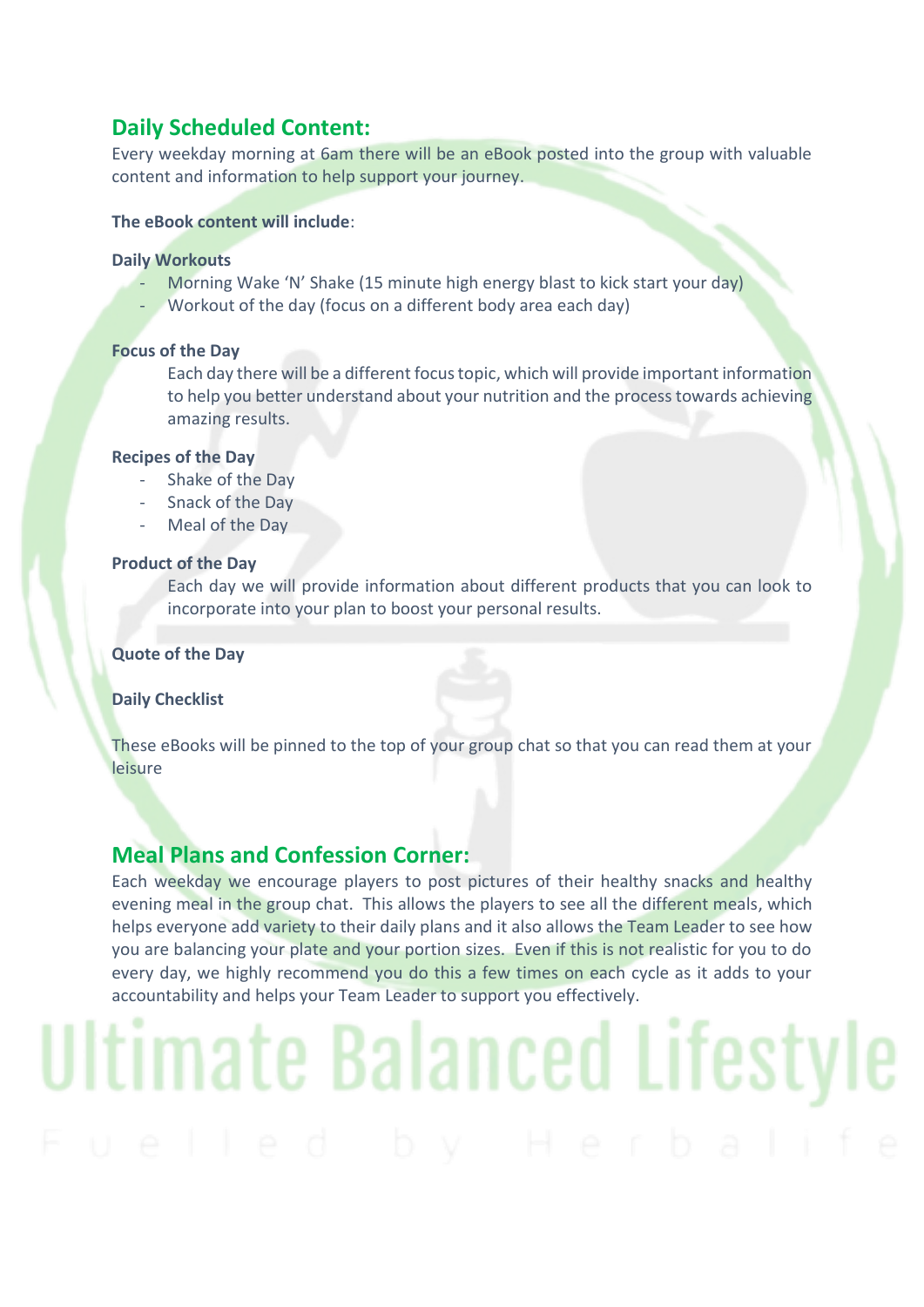## Daily Scheduled Content:

Every weekday morning at 6am there will be an eBook posted into the group with valuable content and information to help support your journey.

**The eBook content will include**:

**Daily Workouts**

- Morning Wake 'N' Shake (15 minute high energy blast to kick start your day)
- Workout of the day (focus on a different body area each day)

**Focus of the Day**

Each day there will be a different focus topic, which will provide important information to help you better understand about your nutrition and the process towards achieving amazing results.

**Recipes of the Day**

- Shake of the Day
- Snack of the Day
- Meal of the Day

**Product of the Day**

Each day we will provide information about different products that you can look to incorporate into your plan to boost your personal results.

**Quote of the Day**

**Daily Checklist**

These eBooks will be pinned to the top of your group chat so that you can read them at your leisure

## Meal Plans and Confession Corner:

Each weekday we encourage players to post pictures of their healthy snacks and healthy evening meal in the group chat. This allows the players to see all the different meals, which helps everyone add variety to their daily plans and it also allows the Team Leader to see how you are balancing your plate and your portion sizes. Even if this is not realistic for you to do every day, we highly recommend you do this a few times on each cycle as it adds to your accountability and helps your Team Leader to support you effectively.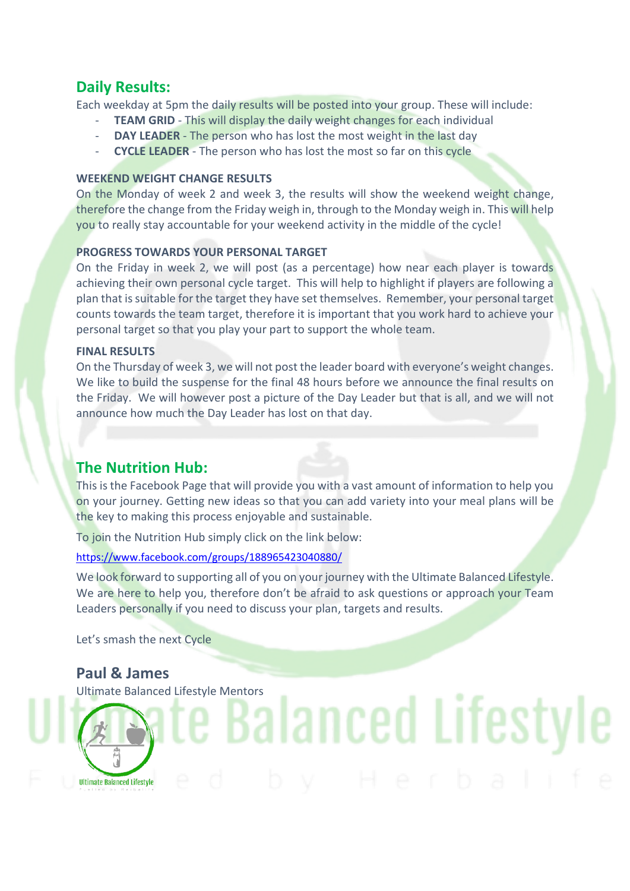## Daily Results:

Each weekday at 5pm the daily results will be posted into your group. These will include:

- **TEAM GRID** - This will display the daily weight changes for each individual
- **DAY LEADER** - The person who has lost the most weight in the last day
- **CYCLE LEADER** - The person who has lost the most so far on this cycle

**WEEKEND WEIGHT CHANGE RESULTS**

On the Monday of week 2 and week 3, the results will show the weekend weight change, therefore the change from the Friday weigh in, through to the Monday weigh in. This will help you to really stay accountable for your weekend activity in the middle of the cycle!

**PROGRESS TOWARDS YOUR PERSONAL TARGET**

On the Friday in week 2, we will post (as a percentage) how near each player is towards achieving their own personal cycle target. This will help to highlight if players are following a plan that is suitable for the target they have set themselves. Remember, your personal target counts towards the team target, therefore it is important that you work hard to achieve your personal target so that you play your part to support the whole team.

**FINAL RESULTS**

On the Thursday of week 3, we will not post the leader board with everyone's weight changes. We like to build the suspense for the final 48 hours before we announce the final results on the Friday. We will however post a picture of the Day Leader but that is all, and we will not announce how much the Day Leader has lost on that day.

## The Nutrition Hub:

This is the Facebook Page that will provide you with a vast amount of information to help you on your journey. Getting new ideas so that you can add variety into your meal plans will be the key to making this process enjoyable and sustainable.

To join the Nutrition Hub simply click on the link below:

https://www.facebook.com/groups/188965423040880/

We look forward to supporting all of you on your journey with the Ultimate Balanced Lifestyle. We are here to help you, therefore don't be afraid to ask questions or approach your Team Leaders personally if you need to discuss your plan, targets and results.

Let's smash the next Cycle

### Paul & James

Ultimate Balanced Lifestyle Mentors